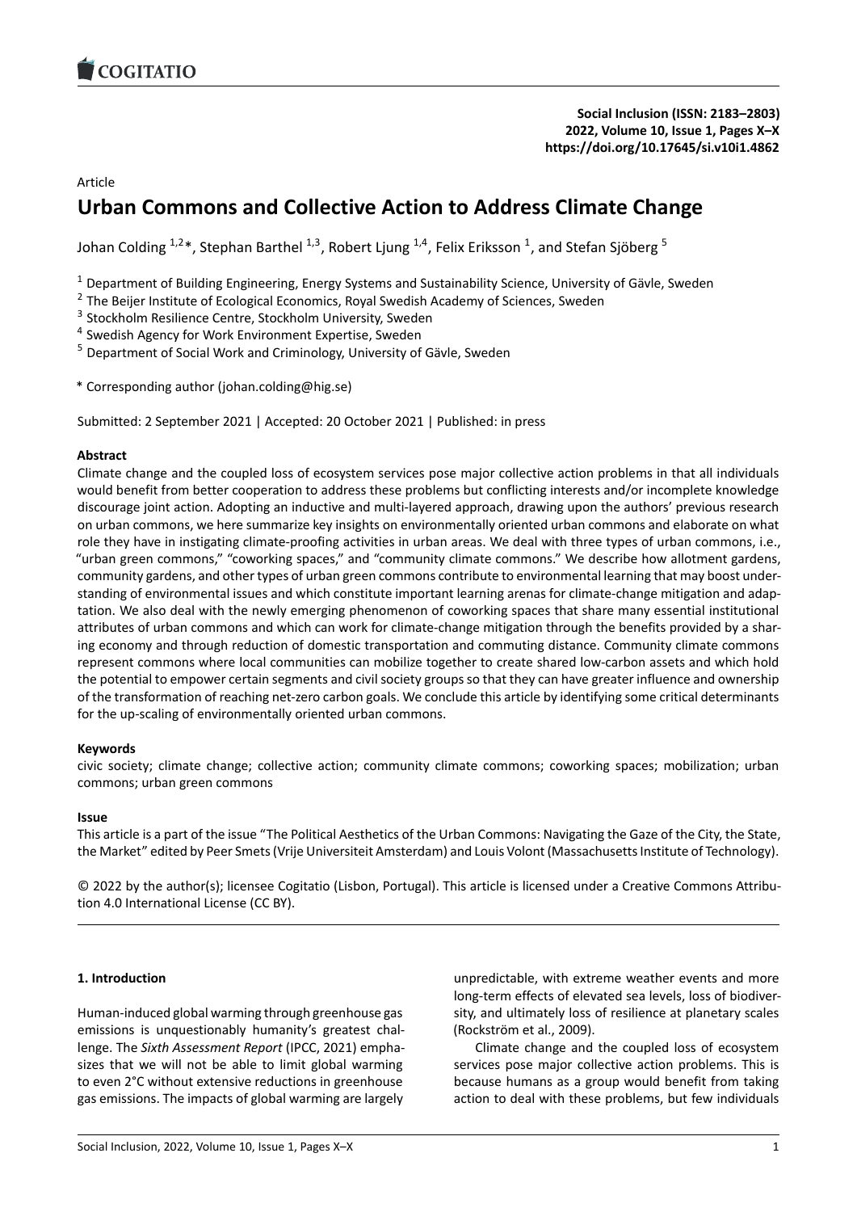Article

# Urban Commons and Collective Action to Address Climate Change

Johan Colding [1,2]*, Stephan Barthel [1,3], Robert Ljung [1,4], Felix Eriksson [1], and Stefan Sjöberg [5]

[1] Department of Building Engineering, Energy Systems and Sustainability Science, University of Gävle, Sweden
[2] The Beijer Institute of Ecological Economics, Royal Swedish Academy of Sciences, Sweden
[3] Stockholm Resilience Centre, Stockholm University, Sweden
[4] Swedish Agency for Work Environment Expertise, Sweden
[5] Department of Social Work and Criminology, University of Gävle, Sweden

* Corresponding author (johan.colding@hig.se)

Submitted: 2 September 2021 | Accepted: 20 October 2021 | Published: in press

**Abstract**

Climate change and the coupled loss of ecosystem services pose major collective action problems in that all individuals would benefit from better cooperation to address these problems but conflicting interests and/or incomplete knowledge discourage joint action. Adopting an inductive and multi-layered approach, drawing upon the authors' previous research on urban commons, we here summarize key insights on environmentally oriented urban commons and elaborate on what role they have in instigating climate-proofing activities in urban areas. We deal with three types of urban commons, i.e., "urban green commons," "coworking spaces," and "community climate commons." We describe how allotment gardens, community gardens, and other types of urban green commons contribute to environmental learning that may boost understanding of environmental issues and which constitute important learning arenas for climate-change mitigation and adaptation. We also deal with the newly emerging phenomenon of coworking spaces that share many essential institutional attributes of urban commons and which can work for climate-change mitigation through the benefits provided by a sharing economy and through reduction of domestic transportation and commuting distance. Community climate commons represent commons where local communities can mobilize together to create shared low-carbon assets and which hold the potential to empower certain segments and civil society groups so that they can have greater influence and ownership of the transformation of reaching net-zero carbon goals. We conclude this article by identifying some critical determinants for the up-scaling of environmentally oriented urban commons.

**Keywords**

civic society; climate change; collective action; community climate commons; coworking spaces; mobilization; urban commons; urban green commons

**Issue**

This article is a part of the issue "The Political Aesthetics of the Urban Commons: Navigating the Gaze of the City, the State, the Market" edited by Peer Smets (Vrije Universiteit Amsterdam) and Louis Volont (Massachusetts Institute of Technology).

© 2022 by the author(s); licensee Cogitatio (Lisbon, Portugal). This article is licensed under a Creative Commons Attribution 4.0 International License (CC BY).

## 1. Introduction

Human-induced global warming through greenhouse gas emissions is unquestionably humanity's greatest challenge. The *Sixth Assessment Report* (IPCC, 2021) emphasizes that we will not be able to limit global warming to even 2°C without extensive reductions in greenhouse gas emissions. The impacts of global warming are largely unpredictable, with extreme weather events and more long-term effects of elevated sea levels, loss of biodiversity, and ultimately loss of resilience at planetary scales (Rockström et al., 2009).

Climate change and the coupled loss of ecosystem services pose major collective action problems. This is because humans as a group would benefit from taking action to deal with these problems, but few individuals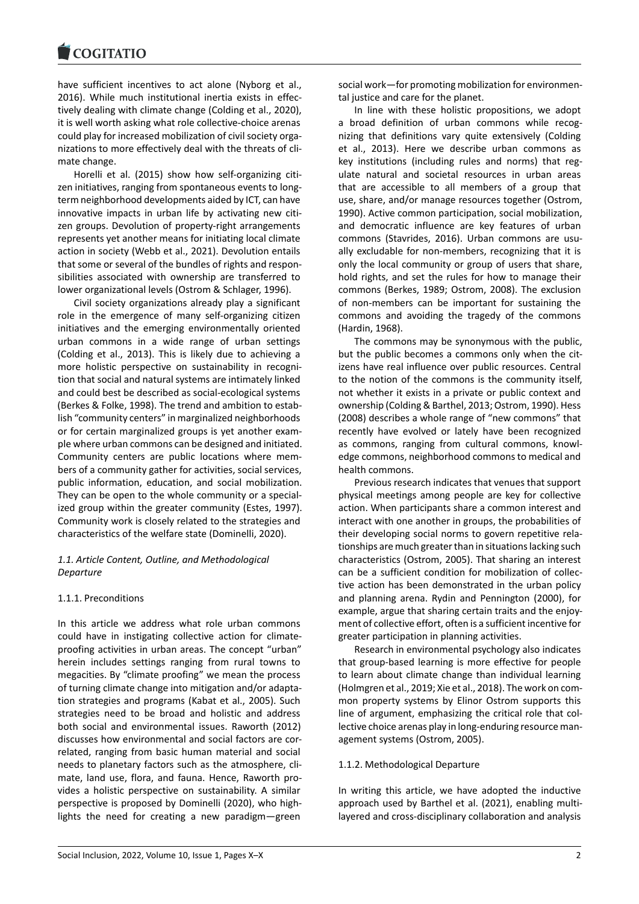have sufficient incentives to act alone (Nyborg et al., 2016). While much institutional inertia exists in effectively dealing with climate change (Colding et al., 2020), it is well worth asking what role collective-choice arenas could play for increased mobilization of civil society organizations to more effectively deal with the threats of climate change.

Horelli et al. (2015) show how self-organizing citizen initiatives, ranging from spontaneous events to long-term neighborhood developments aided by ICT, can have innovative impacts in urban life by activating new citizen groups. Devolution of property-right arrangements represents yet another means for initiating local climate action in society (Webb et al., 2021). Devolution entails that some or several of the bundles of rights and responsibilities associated with ownership are transferred to lower organizational levels (Ostrom & Schlager, 1996).

Civil society organizations already play a significant role in the emergence of many self-organizing citizen initiatives and the emerging environmentally oriented urban commons in a wide range of urban settings (Colding et al., 2013). This is likely due to achieving a more holistic perspective on sustainability in recognition that social and natural systems are intimately linked and could best be described as social-ecological systems (Berkes & Folke, 1998). The trend and ambition to establish "community centers" in marginalized neighborhoods or for certain marginalized groups is yet another example where urban commons can be designed and initiated. Community centers are public locations where members of a community gather for activities, social services, public information, education, and social mobilization. They can be open to the whole community or a specialized group within the greater community (Estes, 1997). Community work is closely related to the strategies and characteristics of the welfare state (Dominelli, 2020).

### *1.1. Article Content, Outline, and Methodological Departure*

#### 1.1.1. Preconditions

In this article we address what role urban commons could have in instigating collective action for climate-proofing activities in urban areas. The concept "urban" herein includes settings ranging from rural towns to megacities. By "climate proofing" we mean the process of turning climate change into mitigation and/or adaptation strategies and programs (Kabat et al., 2005). Such strategies need to be broad and holistic and address both social and environmental issues. Raworth (2012) discusses how environmental and social factors are correlated, ranging from basic human material and social needs to planetary factors such as the atmosphere, climate, land use, flora, and fauna. Hence, Raworth provides a holistic perspective on sustainability. A similar perspective is proposed by Dominelli (2020), who highlights the need for creating a new paradigm—green social work—for promoting mobilization for environmental justice and care for the planet.

In line with these holistic propositions, we adopt a broad definition of urban commons while recognizing that definitions vary quite extensively (Colding et al., 2013). Here we describe urban commons as key institutions (including rules and norms) that regulate natural and societal resources in urban areas that are accessible to all members of a group that use, share, and/or manage resources together (Ostrom, 1990). Active common participation, social mobilization, and democratic influence are key features of urban commons (Stavrides, 2016). Urban commons are usually excludable for non-members, recognizing that it is only the local community or group of users that share, hold rights, and set the rules for how to manage their commons (Berkes, 1989; Ostrom, 2008). The exclusion of non-members can be important for sustaining the commons and avoiding the tragedy of the commons (Hardin, 1968).

The commons may be synonymous with the public, but the public becomes a commons only when the citizens have real influence over public resources. Central to the notion of the commons is the community itself, not whether it exists in a private or public context and ownership (Colding & Barthel, 2013; Ostrom, 1990). Hess (2008) describes a whole range of "new commons" that recently have evolved or lately have been recognized as commons, ranging from cultural commons, knowledge commons, neighborhood commons to medical and health commons.

Previous research indicates that venues that support physical meetings among people are key for collective action. When participants share a common interest and interact with one another in groups, the probabilities of their developing social norms to govern repetitive relationships are much greater than in situations lacking such characteristics (Ostrom, 2005). That sharing an interest can be a sufficient condition for mobilization of collective action has been demonstrated in the urban policy and planning arena. Rydin and Pennington (2000), for example, argue that sharing certain traits and the enjoyment of collective effort, often is a sufficient incentive for greater participation in planning activities.

Research in environmental psychology also indicates that group-based learning is more effective for people to learn about climate change than individual learning (Holmgren et al., 2019; Xie et al., 2018). The work on common property systems by Elinor Ostrom supports this line of argument, emphasizing the critical role that collective choice arenas play in long-enduring resource management systems (Ostrom, 2005).

#### 1.1.2. Methodological Departure

In writing this article, we have adopted the inductive approach used by Barthel et al. (2021), enabling multi-layered and cross-disciplinary collaboration and analysis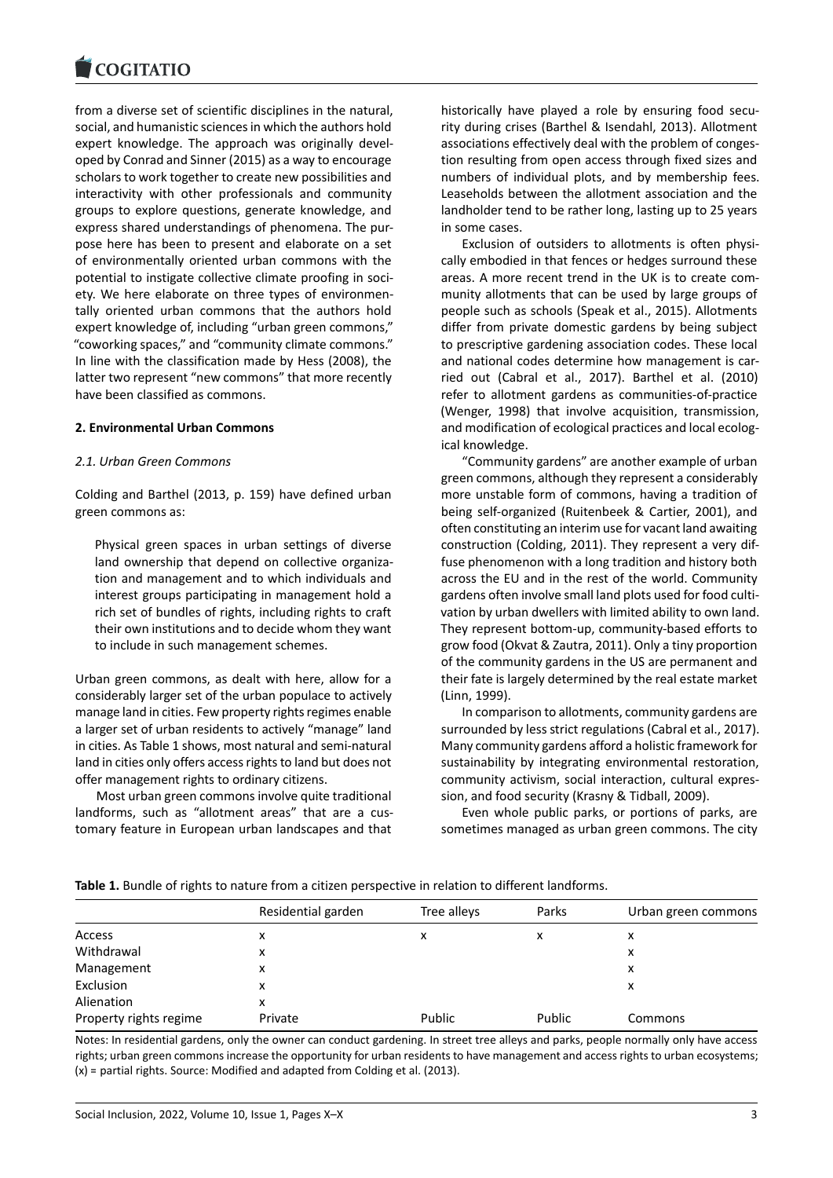from a diverse set of scientific disciplines in the natural, social, and humanistic sciences in which the authors hold expert knowledge. The approach was originally developed by Conrad and Sinner (2015) as a way to encourage scholars to work together to create new possibilities and interactivity with other professionals and community groups to explore questions, generate knowledge, and express shared understandings of phenomena. The purpose here has been to present and elaborate on a set of environmentally oriented urban commons with the potential to instigate collective climate proofing in society. We here elaborate on three types of environmentally oriented urban commons that the authors hold expert knowledge of, including "urban green commons," "coworking spaces," and "community climate commons." In line with the classification made by Hess (2008), the latter two represent "new commons" that more recently have been classified as commons.

## 2. Environmental Urban Commons

### 2.1. Urban Green Commons

Colding and Barthel (2013, p. 159) have defined urban green commons as:

> Physical green spaces in urban settings of diverse land ownership that depend on collective organization and management and to which individuals and interest groups participating in management hold a rich set of bundles of rights, including rights to craft their own institutions and to decide whom they want to include in such management schemes.

Urban green commons, as dealt with here, allow for a considerably larger set of the urban populace to actively manage land in cities. Few property rights regimes enable a larger set of urban residents to actively "manage" land in cities. As Table 1 shows, most natural and semi-natural land in cities only offers access rights to land but does not offer management rights to ordinary citizens.

Most urban green commons involve quite traditional landforms, such as "allotment areas" that are a customary feature in European urban landscapes and that historically have played a role by ensuring food security during crises (Barthel & Isendahl, 2013). Allotment associations effectively deal with the problem of congestion resulting from open access through fixed sizes and numbers of individual plots, and by membership fees. Leaseholds between the allotment association and the landholder tend to be rather long, lasting up to 25 years in some cases.

Exclusion of outsiders to allotments is often physically embodied in that fences or hedges surround these areas. A more recent trend in the UK is to create community allotments that can be used by large groups of people such as schools (Speak et al., 2015). Allotments differ from private domestic gardens by being subject to prescriptive gardening association codes. These local and national codes determine how management is carried out (Cabral et al., 2017). Barthel et al. (2010) refer to allotment gardens as communities-of-practice (Wenger, 1998) that involve acquisition, transmission, and modification of ecological practices and local ecological knowledge.

"Community gardens" are another example of urban green commons, although they represent a considerably more unstable form of commons, having a tradition of being self-organized (Ruitenbeek & Cartier, 2001), and often constituting an interim use for vacant land awaiting construction (Colding, 2011). They represent a very diffuse phenomenon with a long tradition and history both across the EU and in the rest of the world. Community gardens often involve small land plots used for food cultivation by urban dwellers with limited ability to own land. They represent bottom-up, community-based efforts to grow food (Okvat & Zautra, 2011). Only a tiny proportion of the community gardens in the US are permanent and their fate is largely determined by the real estate market (Linn, 1999).

In comparison to allotments, community gardens are surrounded by less strict regulations (Cabral et al., 2017). Many community gardens afford a holistic framework for sustainability by integrating environmental restoration, community activism, social interaction, cultural expression, and food security (Krasny & Tidball, 2009).

Even whole public parks, or portions of parks, are sometimes managed as urban green commons. The city

**Table 1.** Bundle of rights to nature from a citizen perspective in relation to different landforms.

| | Residential garden | Tree alleys | Parks | Urban green commons |
|---|---|---|---|---|
| Access | x | x | x | x |
| Withdrawal | x | | | x |
| Management | x | | | x |
| Exclusion | x | | | x |
| Alienation | x | | | |
| Property rights regime | Private | Public | Public | Commons |

Notes: In residential gardens, only the owner can conduct gardening. In street tree alleys and parks, people normally only have access rights; urban green commons increase the opportunity for urban residents to have management and access rights to urban ecosystems; (x) = partial rights. Source: Modified and adapted from Colding et al. (2013).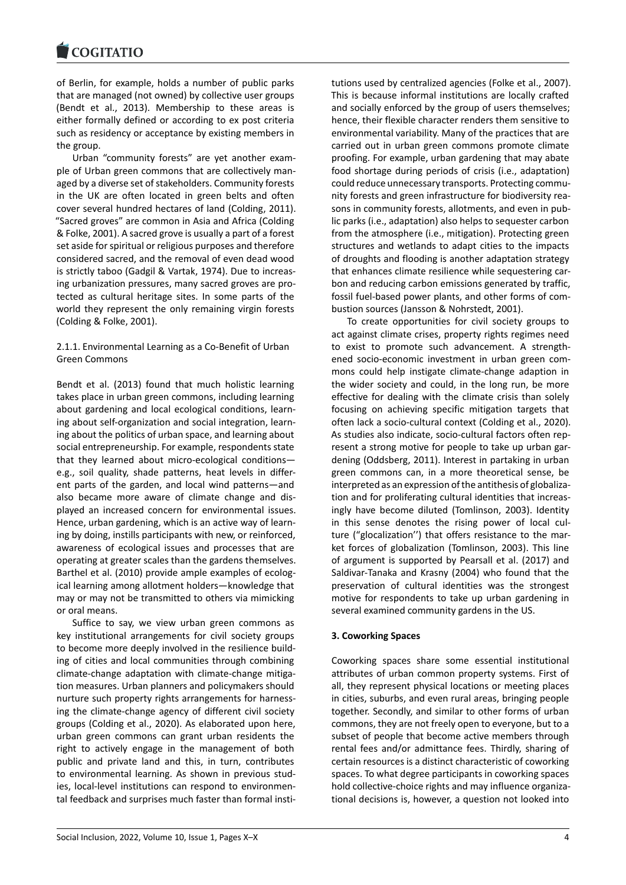of Berlin, for example, holds a number of public parks that are managed (not owned) by collective user groups (Bendt et al., 2013). Membership to these areas is either formally defined or according to ex post criteria such as residency or acceptance by existing members in the group.

Urban "community forests" are yet another example of Urban green commons that are collectively managed by a diverse set of stakeholders. Community forests in the UK are often located in green belts and often cover several hundred hectares of land (Colding, 2011). "Sacred groves" are common in Asia and Africa (Colding & Folke, 2001). A sacred grove is usually a part of a forest set aside for spiritual or religious purposes and therefore considered sacred, and the removal of even dead wood is strictly taboo (Gadgil & Vartak, 1974). Due to increasing urbanization pressures, many sacred groves are protected as cultural heritage sites. In some parts of the world they represent the only remaining virgin forests (Colding & Folke, 2001).

#### 2.1.1. Environmental Learning as a Co-Benefit of Urban Green Commons

Bendt et al. (2013) found that much holistic learning takes place in urban green commons, including learning about gardening and local ecological conditions, learning about self-organization and social integration, learning about the politics of urban space, and learning about social entrepreneurship. For example, respondents state that they learned about micro-ecological conditions—e.g., soil quality, shade patterns, heat levels in different parts of the garden, and local wind patterns—and also became more aware of climate change and displayed an increased concern for environmental issues. Hence, urban gardening, which is an active way of learning by doing, instills participants with new, or reinforced, awareness of ecological issues and processes that are operating at greater scales than the gardens themselves. Barthel et al. (2010) provide ample examples of ecological learning among allotment holders—knowledge that may or may not be transmitted to others via mimicking or oral means.

Suffice to say, we view urban green commons as key institutional arrangements for civil society groups to become more deeply involved in the resilience building of cities and local communities through combining climate-change adaptation with climate-change mitigation measures. Urban planners and policymakers should nurture such property rights arrangements for harnessing the climate-change agency of different civil society groups (Colding et al., 2020). As elaborated upon here, urban green commons can grant urban residents the right to actively engage in the management of both public and private land and this, in turn, contributes to environmental learning. As shown in previous studies, local-level institutions can respond to environmental feedback and surprises much faster than formal institutions used by centralized agencies (Folke et al., 2007). This is because informal institutions are locally crafted and socially enforced by the group of users themselves; hence, their flexible character renders them sensitive to environmental variability. Many of the practices that are carried out in urban green commons promote climate proofing. For example, urban gardening that may abate food shortage during periods of crisis (i.e., adaptation) could reduce unnecessary transports. Protecting community forests and green infrastructure for biodiversity reasons in community forests, allotments, and even in public parks (i.e., adaptation) also helps to sequester carbon from the atmosphere (i.e., mitigation). Protecting green structures and wetlands to adapt cities to the impacts of droughts and flooding is another adaptation strategy that enhances climate resilience while sequestering carbon and reducing carbon emissions generated by traffic, fossil fuel-based power plants, and other forms of combustion sources (Jansson & Nohrstedt, 2001).

To create opportunities for civil society groups to act against climate crises, property rights regimes need to exist to promote such advancement. A strengthened socio-economic investment in urban green commons could help instigate climate-change adaption in the wider society and could, in the long run, be more effective for dealing with the climate crisis than solely focusing on achieving specific mitigation targets that often lack a socio-cultural context (Colding et al., 2020). As studies also indicate, socio-cultural factors often represent a strong motive for people to take up urban gardening (Oddsberg, 2011). Interest in partaking in urban green commons can, in a more theoretical sense, be interpreted as an expression of the antithesis of globalization and for proliferating cultural identities that increasingly have become diluted (Tomlinson, 2003). Identity in this sense denotes the rising power of local culture ("glocalization'') that offers resistance to the market forces of globalization (Tomlinson, 2003). This line of argument is supported by Pearsall et al. (2017) and Saldivar-Tanaka and Krasny (2004) who found that the preservation of cultural identities was the strongest motive for respondents to take up urban gardening in several examined community gardens in the US.

## 3. Coworking Spaces

Coworking spaces share some essential institutional attributes of urban common property systems. First of all, they represent physical locations or meeting places in cities, suburbs, and even rural areas, bringing people together. Secondly, and similar to other forms of urban commons, they are not freely open to everyone, but to a subset of people that become active members through rental fees and/or admittance fees. Thirdly, sharing of certain resources is a distinct characteristic of coworking spaces. To what degree participants in coworking spaces hold collective-choice rights and may influence organizational decisions is, however, a question not looked into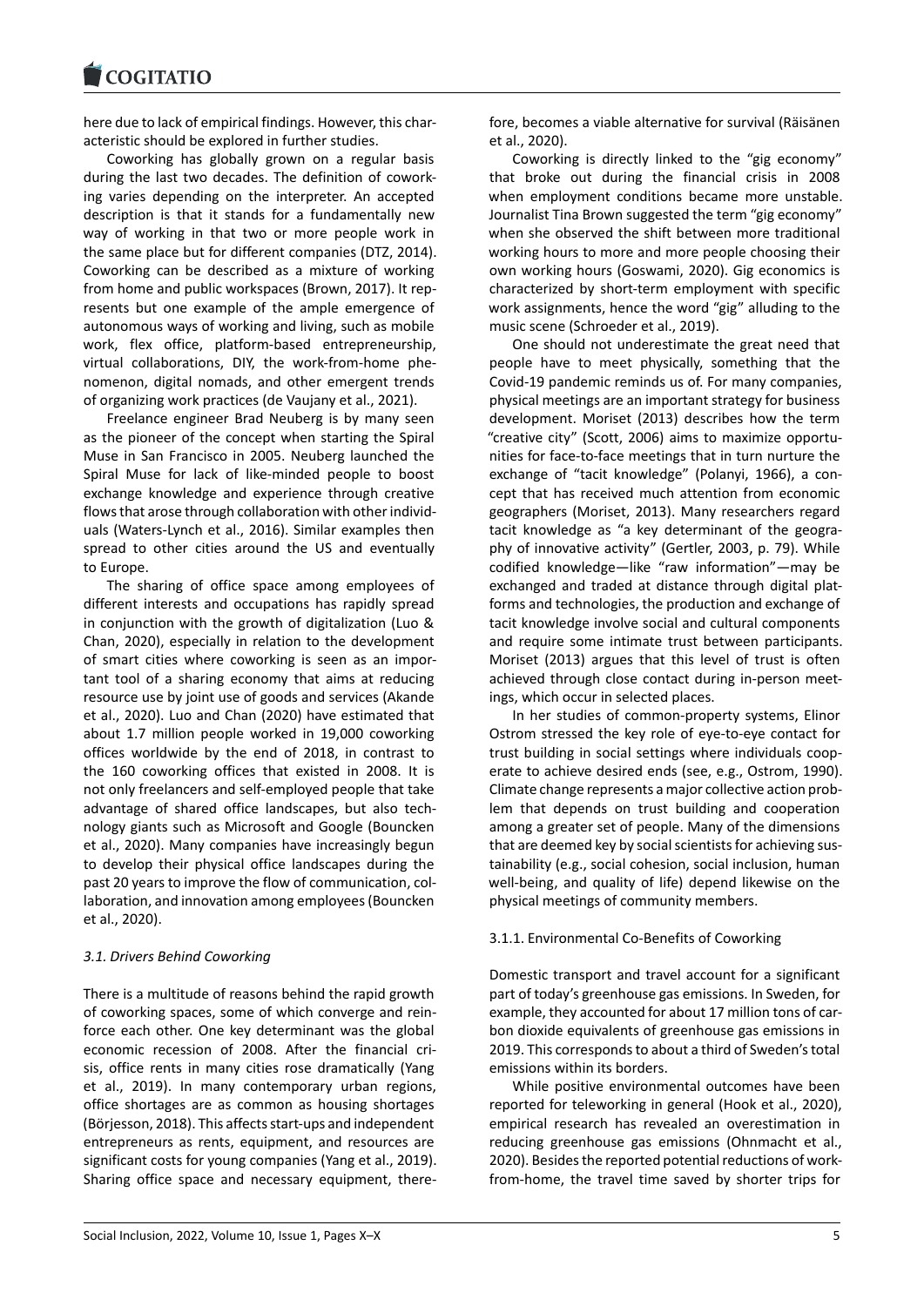here due to lack of empirical findings. However, this characteristic should be explored in further studies.

Coworking has globally grown on a regular basis during the last two decades. The definition of coworking varies depending on the interpreter. An accepted description is that it stands for a fundamentally new way of working in that two or more people work in the same place but for different companies (DTZ, 2014). Coworking can be described as a mixture of working from home and public workspaces (Brown, 2017). It represents but one example of the ample emergence of autonomous ways of working and living, such as mobile work, flex office, platform-based entrepreneurship, virtual collaborations, DIY, the work-from-home phenomenon, digital nomads, and other emergent trends of organizing work practices (de Vaujany et al., 2021).

Freelance engineer Brad Neuberg is by many seen as the pioneer of the concept when starting the Spiral Muse in San Francisco in 2005. Neuberg launched the Spiral Muse for lack of like-minded people to boost exchange knowledge and experience through creative flows that arose through collaboration with other individuals (Waters-Lynch et al., 2016). Similar examples then spread to other cities around the US and eventually to Europe.

The sharing of office space among employees of different interests and occupations has rapidly spread in conjunction with the growth of digitalization (Luo & Chan, 2020), especially in relation to the development of smart cities where coworking is seen as an important tool of a sharing economy that aims at reducing resource use by joint use of goods and services (Akande et al., 2020). Luo and Chan (2020) have estimated that about 1.7 million people worked in 19,000 coworking offices worldwide by the end of 2018, in contrast to the 160 coworking offices that existed in 2008. It is not only freelancers and self-employed people that take advantage of shared office landscapes, but also technology giants such as Microsoft and Google (Bouncken et al., 2020). Many companies have increasingly begun to develop their physical office landscapes during the past 20 years to improve the flow of communication, collaboration, and innovation among employees (Bouncken et al., 2020).

### *3.1. Drivers Behind Coworking*

There is a multitude of reasons behind the rapid growth of coworking spaces, some of which converge and reinforce each other. One key determinant was the global economic recession of 2008. After the financial crisis, office rents in many cities rose dramatically (Yang et al., 2019). In many contemporary urban regions, office shortages are as common as housing shortages (Börjesson, 2018). This affects start-ups and independent entrepreneurs as rents, equipment, and resources are significant costs for young companies (Yang et al., 2019). Sharing office space and necessary equipment, therefore, becomes a viable alternative for survival (Räisänen et al., 2020).

Coworking is directly linked to the "gig economy" that broke out during the financial crisis in 2008 when employment conditions became more unstable. Journalist Tina Brown suggested the term "gig economy" when she observed the shift between more traditional working hours to more and more people choosing their own working hours (Goswami, 2020). Gig economics is characterized by short-term employment with specific work assignments, hence the word "gig" alluding to the music scene (Schroeder et al., 2019).

One should not underestimate the great need that people have to meet physically, something that the Covid-19 pandemic reminds us of. For many companies, physical meetings are an important strategy for business development. Moriset (2013) describes how the term "creative city" (Scott, 2006) aims to maximize opportunities for face-to-face meetings that in turn nurture the exchange of "tacit knowledge" (Polanyi, 1966), a concept that has received much attention from economic geographers (Moriset, 2013). Many researchers regard tacit knowledge as "a key determinant of the geography of innovative activity" (Gertler, 2003, p. 79). While codified knowledge—like "raw information"—may be exchanged and traded at distance through digital platforms and technologies, the production and exchange of tacit knowledge involve social and cultural components and require some intimate trust between participants. Moriset (2013) argues that this level of trust is often achieved through close contact during in-person meetings, which occur in selected places.

In her studies of common-property systems, Elinor Ostrom stressed the key role of eye-to-eye contact for trust building in social settings where individuals cooperate to achieve desired ends (see, e.g., Ostrom, 1990). Climate change represents a major collective action problem that depends on trust building and cooperation among a greater set of people. Many of the dimensions that are deemed key by social scientists for achieving sustainability (e.g., social cohesion, social inclusion, human well-being, and quality of life) depend likewise on the physical meetings of community members.

#### 3.1.1. Environmental Co-Benefits of Coworking

Domestic transport and travel account for a significant part of today's greenhouse gas emissions. In Sweden, for example, they accounted for about 17 million tons of carbon dioxide equivalents of greenhouse gas emissions in 2019. This corresponds to about a third of Sweden's total emissions within its borders.

While positive environmental outcomes have been reported for teleworking in general (Hook et al., 2020), empirical research has revealed an overestimation in reducing greenhouse gas emissions (Ohnmacht et al., 2020). Besides the reported potential reductions of work-from-home, the travel time saved by shorter trips for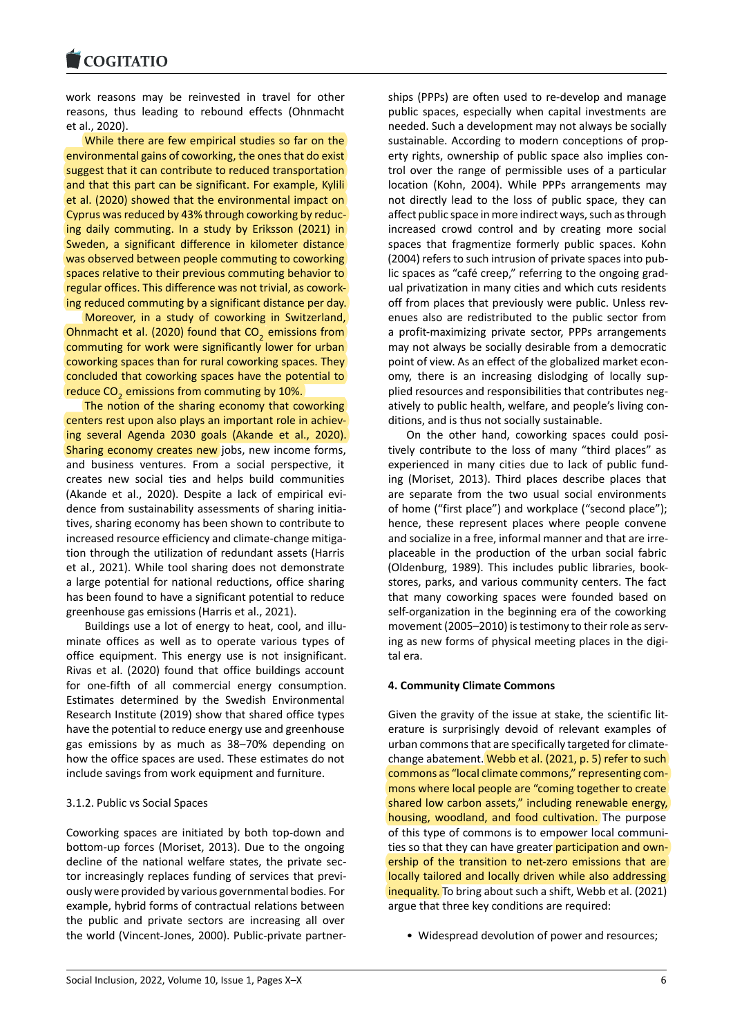work reasons may be reinvested in travel for other reasons, thus leading to rebound effects (Ohnmacht et al., 2020).

While there are few empirical studies so far on the environmental gains of coworking, the ones that do exist suggest that it can contribute to reduced transportation and that this part can be significant. For example, Kylili et al. (2020) showed that the environmental impact on Cyprus was reduced by 43% through coworking by reducing daily commuting. In a study by Eriksson (2021) in Sweden, a significant difference in kilometer distance was observed between people commuting to coworking spaces relative to their previous commuting behavior to regular offices. This difference was not trivial, as coworking reduced commuting by a significant distance per day.

Moreover, in a study of coworking in Switzerland, Ohnmacht et al. (2020) found that $CO_2$ emissions from commuting for work were significantly lower for urban coworking spaces than for rural coworking spaces. They concluded that coworking spaces have the potential to reduce $CO_2$ emissions from commuting by 10%.

The notion of the sharing economy that coworking centers rest upon also plays an important role in achieving several Agenda 2030 goals (Akande et al., 2020). Sharing economy creates new jobs, new income forms, and business ventures. From a social perspective, it creates new social ties and helps build communities (Akande et al., 2020). Despite a lack of empirical evidence from sustainability assessments of sharing initiatives, sharing economy has been shown to contribute to increased resource efficiency and climate-change mitigation through the utilization of redundant assets (Harris et al., 2021). While tool sharing does not demonstrate a large potential for national reductions, office sharing has been found to have a significant potential to reduce greenhouse gas emissions (Harris et al., 2021).

Buildings use a lot of energy to heat, cool, and illuminate offices as well as to operate various types of office equipment. This energy use is not insignificant. Rivas et al. (2020) found that office buildings account for one-fifth of all commercial energy consumption. Estimates determined by the Swedish Environmental Research Institute (2019) show that shared office types have the potential to reduce energy use and greenhouse gas emissions by as much as 38–70% depending on how the office spaces are used. These estimates do not include savings from work equipment and furniture.

#### 3.1.2. Public vs Social Spaces

Coworking spaces are initiated by both top-down and bottom-up forces (Moriset, 2013). Due to the ongoing decline of the national welfare states, the private sector increasingly replaces funding of services that previously were provided by various governmental bodies. For example, hybrid forms of contractual relations between the public and private sectors are increasing all over the world (Vincent-Jones, 2000). Public-private partnerships (PPPs) are often used to re-develop and manage public spaces, especially when capital investments are needed. Such a development may not always be socially sustainable. According to modern conceptions of property rights, ownership of public space also implies control over the range of permissible uses of a particular location (Kohn, 2004). While PPPs arrangements may not directly lead to the loss of public space, they can affect public space in more indirect ways, such as through increased crowd control and by creating more social spaces that fragmentize formerly public spaces. Kohn (2004) refers to such intrusion of private spaces into public spaces as "café creep," referring to the ongoing gradual privatization in many cities and which cuts residents off from places that previously were public. Unless revenues also are redistributed to the public sector from a profit-maximizing private sector, PPPs arrangements may not always be socially desirable from a democratic point of view. As an effect of the globalized market economy, there is an increasing dislodging of locally supplied resources and responsibilities that contributes negatively to public health, welfare, and people's living conditions, and is thus not socially sustainable.

On the other hand, coworking spaces could positively contribute to the loss of many "third places" as experienced in many cities due to lack of public funding (Moriset, 2013). Third places describe places that are separate from the two usual social environments of home ("first place") and workplace ("second place"); hence, these represent places where people convene and socialize in a free, informal manner and that are irreplaceable in the production of the urban social fabric (Oldenburg, 1989). This includes public libraries, bookstores, parks, and various community centers. The fact that many coworking spaces were founded based on self-organization in the beginning era of the coworking movement (2005–2010) is testimony to their role as serving as new forms of physical meeting places in the digital era.

## 4. Community Climate Commons

Given the gravity of the issue at stake, the scientific literature is surprisingly devoid of relevant examples of urban commons that are specifically targeted for climate-change abatement. Webb et al. (2021, p. 5) refer to such commons as "local climate commons," representing commons where local people are "coming together to create shared low carbon assets," including renewable energy, housing, woodland, and food cultivation. The purpose of this type of commons is to empower local communities so that they can have greater participation and ownership of the transition to net-zero emissions that are locally tailored and locally driven while also addressing inequality. To bring about such a shift, Webb et al. (2021) argue that three key conditions are required:

- Widespread devolution of power and resources;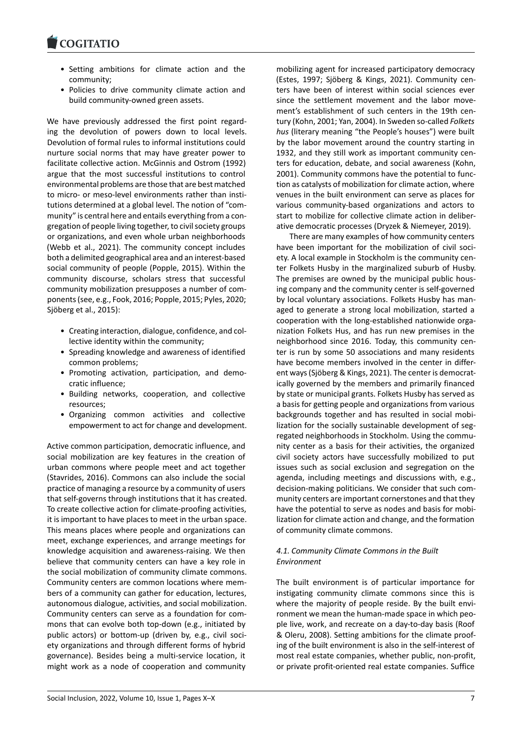- Setting ambitions for climate action and the community;
- Policies to drive community climate action and build community-owned green assets.

We have previously addressed the first point regarding the devolution of powers down to local levels. Devolution of formal rules to informal institutions could nurture social norms that may have greater power to facilitate collective action. McGinnis and Ostrom (1992) argue that the most successful institutions to control environmental problems are those that are best matched to micro- or meso-level environments rather than institutions determined at a global level. The notion of "community" is central here and entails everything from a congregation of people living together, to civil society groups or organizations, and even whole urban neighborhoods (Webb et al., 2021). The community concept includes both a delimited geographical area and an interest-based social community of people (Popple, 2015). Within the community discourse, scholars stress that successful community mobilization presupposes a number of components (see, e.g., Fook, 2016; Popple, 2015; Pyles, 2020; Sjöberg et al., 2015):

- Creating interaction, dialogue, confidence, and collective identity within the community;
- Spreading knowledge and awareness of identified common problems;
- Promoting activation, participation, and democratic influence;
- Building networks, cooperation, and collective resources;
- Organizing common activities and collective empowerment to act for change and development.

Active common participation, democratic influence, and social mobilization are key features in the creation of urban commons where people meet and act together (Stavrides, 2016). Commons can also include the social practice of managing a resource by a community of users that self-governs through institutions that it has created. To create collective action for climate-proofing activities, it is important to have places to meet in the urban space. This means places where people and organizations can meet, exchange experiences, and arrange meetings for knowledge acquisition and awareness-raising. We then believe that community centers can have a key role in the social mobilization of community climate commons. Community centers are common locations where members of a community can gather for education, lectures, autonomous dialogue, activities, and social mobilization. Community centers can serve as a foundation for commons that can evolve both top-down (e.g., initiated by public actors) or bottom-up (driven by, e.g., civil society organizations and through different forms of hybrid governance). Besides being a multi-service location, it might work as a node of cooperation and community mobilizing agent for increased participatory democracy (Estes, 1997; Sjöberg & Kings, 2021). Community centers have been of interest within social sciences ever since the settlement movement and the labor movement's establishment of such centers in the 19th century (Kohn, 2001; Yan, 2004). In Sweden so-called *Folkets hus* (literary meaning "the People's houses") were built by the labor movement around the country starting in 1932, and they still work as important community centers for education, debate, and social awareness (Kohn, 2001). Community commons have the potential to function as catalysts of mobilization for climate action, where venues in the built environment can serve as places for various community-based organizations and actors to start to mobilize for collective climate action in deliberative democratic processes (Dryzek & Niemeyer, 2019).

There are many examples of how community centers have been important for the mobilization of civil society. A local example in Stockholm is the community center Folkets Husby in the marginalized suburb of Husby. The premises are owned by the municipal public housing company and the community center is self-governed by local voluntary associations. Folkets Husby has managed to generate a strong local mobilization, started a cooperation with the long-established nationwide organization Folkets Hus, and has run new premises in the neighborhood since 2016. Today, this community center is run by some 50 associations and many residents have become members involved in the center in different ways (Sjöberg & Kings, 2021). The center is democratically governed by the members and primarily financed by state or municipal grants. Folkets Husby has served as a basis for getting people and organizations from various backgrounds together and has resulted in social mobilization for the socially sustainable development of segregated neighborhoods in Stockholm. Using the community center as a basis for their activities, the organized civil society actors have successfully mobilized to put issues such as social exclusion and segregation on the agenda, including meetings and discussions with, e.g., decision-making politicians. We consider that such community centers are important cornerstones and that they have the potential to serve as nodes and basis for mobilization for climate action and change, and the formation of community climate commons.

### *4.1. Community Climate Commons in the Built Environment*

The built environment is of particular importance for instigating community climate commons since this is where the majority of people reside. By the built environment we mean the human-made space in which people live, work, and recreate on a day-to-day basis (Roof & Oleru, 2008). Setting ambitions for the climate proofing of the built environment is also in the self-interest of most real estate companies, whether public, non-profit, or private profit-oriented real estate companies. Suffice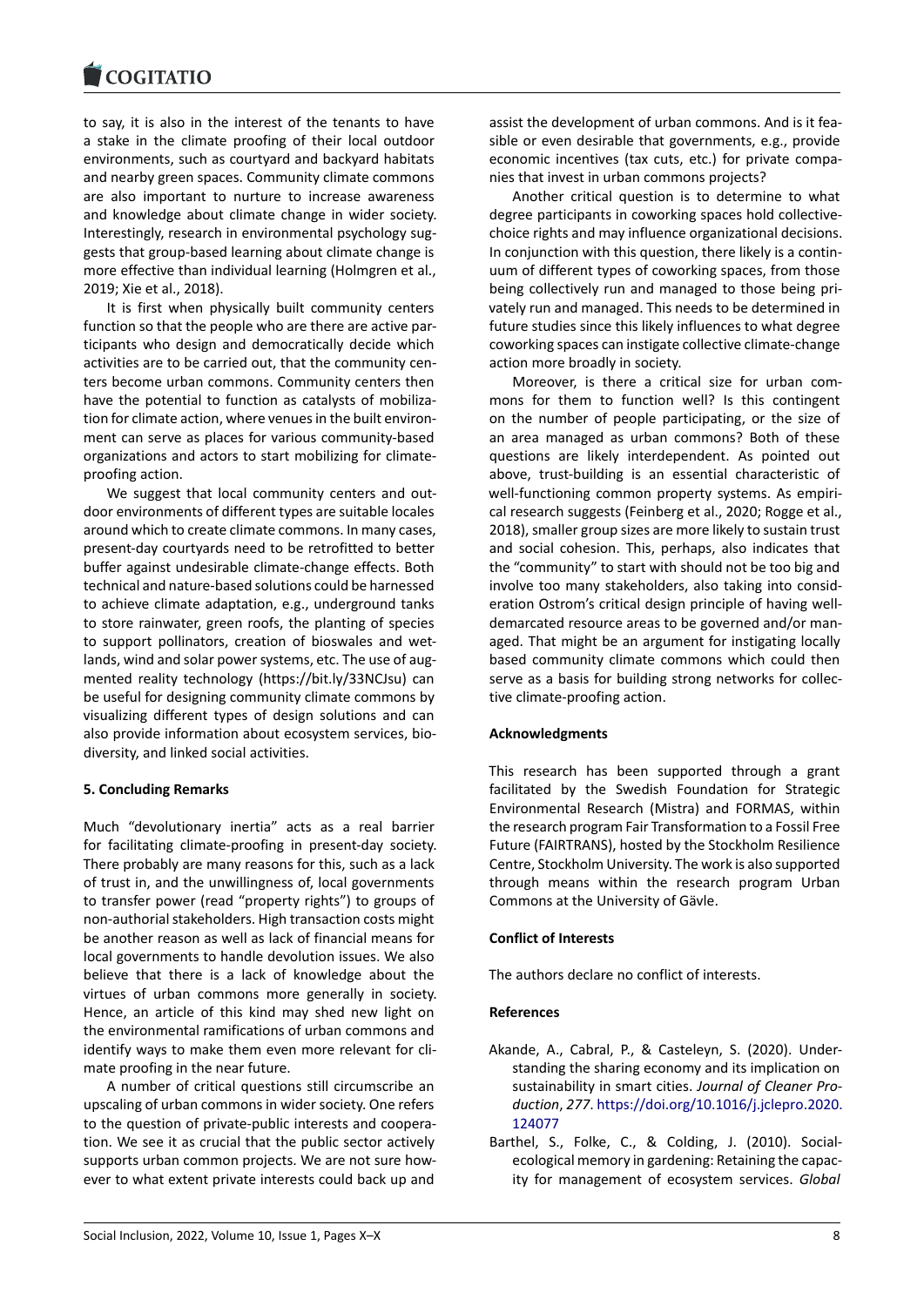to say, it is also in the interest of the tenants to have a stake in the climate proofing of their local outdoor environments, such as courtyard and backyard habitats and nearby green spaces. Community climate commons are also important to nurture to increase awareness and knowledge about climate change in wider society. Interestingly, research in environmental psychology suggests that group-based learning about climate change is more effective than individual learning (Holmgren et al., 2019; Xie et al., 2018).

It is first when physically built community centers function so that the people who are there are active participants who design and democratically decide which activities are to be carried out, that the community centers become urban commons. Community centers then have the potential to function as catalysts of mobilization for climate action, where venues in the built environment can serve as places for various community-based organizations and actors to start mobilizing for climate-proofing action.

We suggest that local community centers and outdoor environments of different types are suitable locales around which to create climate commons. In many cases, present-day courtyards need to be retrofitted to better buffer against undesirable climate-change effects. Both technical and nature-based solutions could be harnessed to achieve climate adaptation, e.g., underground tanks to store rainwater, green roofs, the planting of species to support pollinators, creation of bioswales and wetlands, wind and solar power systems, etc. The use of augmented reality technology (https://bit.ly/33NCJsu) can be useful for designing community climate commons by visualizing different types of design solutions and can also provide information about ecosystem services, biodiversity, and linked social activities.

## 5. Concluding Remarks

Much "devolutionary inertia" acts as a real barrier for facilitating climate-proofing in present-day society. There probably are many reasons for this, such as a lack of trust in, and the unwillingness of, local governments to transfer power (read "property rights") to groups of non-authorial stakeholders. High transaction costs might be another reason as well as lack of financial means for local governments to handle devolution issues. We also believe that there is a lack of knowledge about the virtues of urban commons more generally in society. Hence, an article of this kind may shed new light on the environmental ramifications of urban commons and identify ways to make them even more relevant for climate proofing in the near future.

A number of critical questions still circumscribe an upscaling of urban commons in wider society. One refers to the question of private-public interests and cooperation. We see it as crucial that the public sector actively supports urban common projects. We are not sure however to what extent private interests could back up and assist the development of urban commons. And is it feasible or even desirable that governments, e.g., provide economic incentives (tax cuts, etc.) for private companies that invest in urban commons projects?

Another critical question is to determine to what degree participants in coworking spaces hold collective-choice rights and may influence organizational decisions. In conjunction with this question, there likely is a continuum of different types of coworking spaces, from those being collectively run and managed to those being privately run and managed. This needs to be determined in future studies since this likely influences to what degree coworking spaces can instigate collective climate-change action more broadly in society.

Moreover, is there a critical size for urban commons for them to function well? Is this contingent on the number of people participating, or the size of an area managed as urban commons? Both of these questions are likely interdependent. As pointed out above, trust-building is an essential characteristic of well-functioning common property systems. As empirical research suggests (Feinberg et al., 2020; Rogge et al., 2018), smaller group sizes are more likely to sustain trust and social cohesion. This, perhaps, also indicates that the "community" to start with should not be too big and involve too many stakeholders, also taking into consideration Ostrom's critical design principle of having well-demarcated resource areas to be governed and/or managed. That might be an argument for instigating locally based community climate commons which could then serve as a basis for building strong networks for collective climate-proofing action.

## Acknowledgments

This research has been supported through a grant facilitated by the Swedish Foundation for Strategic Environmental Research (Mistra) and FORMAS, within the research program Fair Transformation to a Fossil Free Future (FAIRTRANS), hosted by the Stockholm Resilience Centre, Stockholm University. The work is also supported through means within the research program Urban Commons at the University of Gävle.

## Conflict of Interests

The authors declare no conflict of interests.

## References

- Akande, A., Cabral, P., & Casteleyn, S. (2020). Understanding the sharing economy and its implication on sustainability in smart cities. *Journal of Cleaner Production*, *277*. https://doi.org/10.1016/j.jclepro.2020.124077
- Barthel, S., Folke, C., & Colding, J. (2010). Social-ecological memory in gardening: Retaining the capacity for management of ecosystem services. *Global*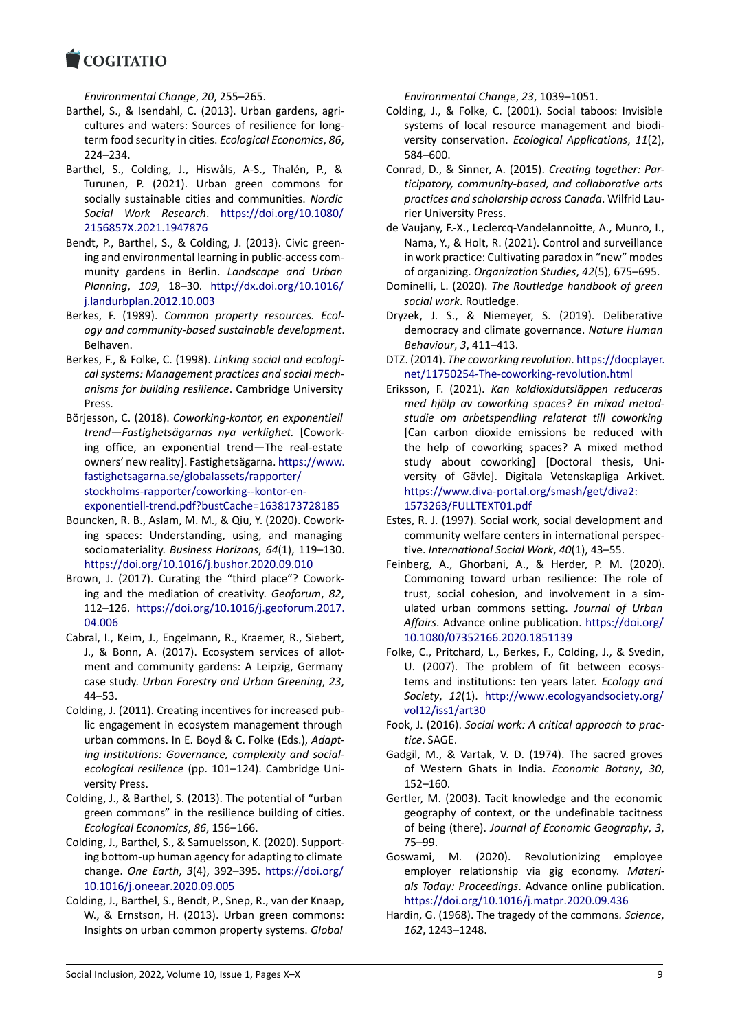*Environmental Change*, *20*, 255–265.

Barthel, S., & Isendahl, C. (2013). Urban gardens, agricultures and waters: Sources of resilience for long-term food security in cities. *Ecological Economics*, *86*, 224–234.

Barthel, S., Colding, J., Hiswåls, A-S., Thalén, P., & Turunen, P. (2021). Urban green commons for socially sustainable cities and communities. *Nordic Social Work Research*. https://doi.org/10.1080/2156857X.2021.1947876

Bendt, P., Barthel, S., & Colding, J. (2013). Civic greening and environmental learning in public-access community gardens in Berlin. *Landscape and Urban Planning*, *109*, 18–30. http://dx.doi.org/10.1016/j.landurbplan.2012.10.003

Berkes, F. (1989). *Common property resources. Ecology and community-based sustainable development*. Belhaven.

Berkes, F., & Folke, C. (1998). *Linking social and ecological systems: Management practices and social mechanisms for building resilience*. Cambridge University Press.

Börjesson, C. (2018). *Coworking-kontor, en exponentiell trend—Fastighetsägarnas nya verklighet.* [Coworking office, an exponential trend—The real-estate owners' new reality]. Fastighetsägarna. https://www.fastighetsagarna.se/globalassets/rapporter/stockholms-rapporter/coworking--kontor-en-exponentiell-trend.pdf?bustCache=1638173728185

Bouncken, R. B., Aslam, M. M., & Qiu, Y. (2020). Coworking spaces: Understanding, using, and managing sociomateriality. *Business Horizons*, *64*(1), 119–130. https://doi.org/10.1016/j.bushor.2020.09.010

Brown, J. (2017). Curating the "third place"? Coworking and the mediation of creativity. *Geoforum*, *82*, 112–126. https://doi.org/10.1016/j.geoforum.2017.04.006

Cabral, I., Keim, J., Engelmann, R., Kraemer, R., Siebert, J., & Bonn, A. (2017). Ecosystem services of allotment and community gardens: A Leipzig, Germany case study. *Urban Forestry and Urban Greening*, *23*, 44–53.

Colding, J. (2011). Creating incentives for increased public engagement in ecosystem management through urban commons. In E. Boyd & C. Folke (Eds.), *Adapting institutions: Governance, complexity and social-ecological resilience* (pp. 101–124). Cambridge University Press.

Colding, J., & Barthel, S. (2013). The potential of "urban green commons" in the resilience building of cities. *Ecological Economics*, *86*, 156–166.

Colding, J., Barthel, S., & Samuelsson, K. (2020). Supporting bottom-up human agency for adapting to climate change. *One Earth*, *3*(4), 392–395. https://doi.org/10.1016/j.oneear.2020.09.005

Colding, J., Barthel, S., Bendt, P., Snep, R., van der Knaap, W., & Ernstson, H. (2013). Urban green commons: Insights on urban common property systems. *Global Environmental Change*, *23*, 1039–1051.

Colding, J., & Folke, C. (2001). Social taboos: Invisible systems of local resource management and biodiversity conservation. *Ecological Applications*, *11*(2), 584–600.

Conrad, D., & Sinner, A. (2015). *Creating together: Participatory, community-based, and collaborative arts practices and scholarship across Canada*. Wilfrid Laurier University Press.

de Vaujany, F.-X., Leclercq-Vandelannoitte, A., Munro, I., Nama, Y., & Holt, R. (2021). Control and surveillance in work practice: Cultivating paradox in "new" modes of organizing. *Organization Studies*, *42*(5), 675–695.

Dominelli, L. (2020). *The Routledge handbook of green social work*. Routledge.

Dryzek, J. S., & Niemeyer, S. (2019). Deliberative democracy and climate governance. *Nature Human Behaviour*, *3*, 411–413.

DTZ. (2014). *The coworking revolution*. https://docplayer.net/11750254-The-coworking-revolution.html

Eriksson, F. (2021). *Kan koldioxidutsläppen reduceras med hjälp av coworking spaces? En mixad metodstudie om arbetspendling relaterat till coworking* [Can carbon dioxide emissions be reduced with the help of coworking spaces? A mixed method study about coworking] [Doctoral thesis, University of Gävle]. Digitala Vetenskapliga Arkivet. https://www.diva-portal.org/smash/get/diva2:1573263/FULLTEXT01.pdf

Estes, R. J. (1997). Social work, social development and community welfare centers in international perspective. *International Social Work*, *40*(1), 43–55.

Feinberg, A., Ghorbani, A., & Herder, P. M. (2020). Commoning toward urban resilience: The role of trust, social cohesion, and involvement in a simulated urban commons setting. *Journal of Urban Affairs*. Advance online publication. https://doi.org/10.1080/07352166.2020.1851139

Folke, C., Pritchard, L., Berkes, F., Colding, J., & Svedin, U. (2007). The problem of fit between ecosystems and institutions: ten years later. *Ecology and Society*, *12*(1). http://www.ecologyandsociety.org/vol12/iss1/art30

Fook, J. (2016). *Social work: A critical approach to practice*. SAGE.

Gadgil, M., & Vartak, V. D. (1974). The sacred groves of Western Ghats in India. *Economic Botany*, *30*, 152–160.

Gertler, M. (2003). Tacit knowledge and the economic geography of context, or the undefinable tacitness of being (there). *Journal of Economic Geography*, *3*, 75–99.

Goswami, M. (2020). Revolutionizing employee employer relationship via gig economy. *Materials Today: Proceedings*. Advance online publication. https://doi.org/10.1016/j.matpr.2020.09.436

Hardin, G. (1968). The tragedy of the commons. *Science*, *162*, 1243–1248.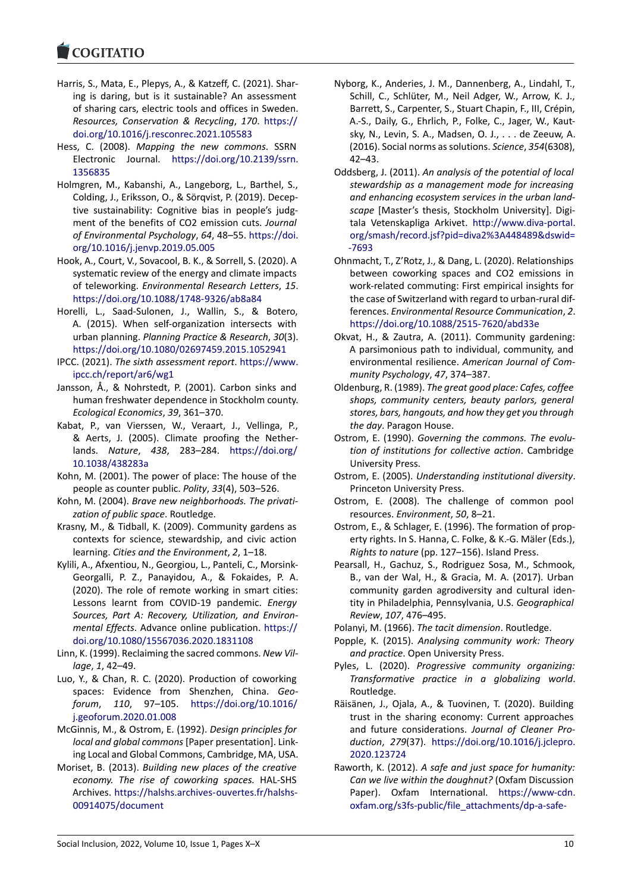Harris, S., Mata, E., Plepys, A., & Katzeff, C. (2021). Sharing is daring, but is it sustainable? An assessment of sharing cars, electric tools and offices in Sweden. *Resources, Conservation & Recycling*, *170*. https://doi.org/10.1016/j.resconrec.2021.105583

Hess, C. (2008). *Mapping the new commons*. SSRN Electronic Journal. https://doi.org/10.2139/ssrn.1356835

Holmgren, M., Kabanshi, A., Langeborg, L., Barthel, S., Colding, J., Eriksson, O., & Sörqvist, P. (2019). Deceptive sustainability: Cognitive bias in people's judgment of the benefits of CO2 emission cuts. *Journal of Environmental Psychology*, *64*, 48–55. https://doi.org/10.1016/j.jenvp.2019.05.005

Hook, A., Court, V., Sovacool, B. K., & Sorrell, S. (2020). A systematic review of the energy and climate impacts of teleworking. *Environmental Research Letters*, *15*. https://doi.org/10.1088/1748-9326/ab8a84

Horelli, L., Saad-Sulonen, J., Wallin, S., & Botero, A. (2015). When self-organization intersects with urban planning. *Planning Practice & Research*, *30*(3). https://doi.org/10.1080/02697459.2015.1052941

IPCC. (2021). *The sixth assessment report*. https://www.ipcc.ch/report/ar6/wg1

Jansson, Å., & Nohrstedt, P. (2001). Carbon sinks and human freshwater dependence in Stockholm county. *Ecological Economics*, *39*, 361–370.

Kabat, P., van Vierssen, W., Veraart, J., Vellinga, P., & Aerts, J. (2005). Climate proofing the Netherlands. *Nature*, *438*, 283–284. https://doi.org/10.1038/438283a

Kohn, M. (2001). The power of place: The house of the people as counter public. *Polity*, *33*(4), 503–526.

Kohn, M. (2004). *Brave new neighborhoods. The privatization of public space*. Routledge.

Krasny, M., & Tidball, K. (2009). Community gardens as contexts for science, stewardship, and civic action learning. *Cities and the Environment*, *2*, 1–18.

Kylili, A., Afxentiou, N., Georgiou, L., Panteli, C., Morsink-Georgalli, P. Z., Panayidou, A., & Fokaides, P. A. (2020). The role of remote working in smart cities: Lessons learnt from COVID-19 pandemic. *Energy Sources, Part A: Recovery, Utilization, and Environmental Effects*. Advance online publication. https://doi.org/10.1080/15567036.2020.1831108

Linn, K. (1999). Reclaiming the sacred commons. *New Village*, *1*, 42–49.

Luo, Y., & Chan, R. C. (2020). Production of coworking spaces: Evidence from Shenzhen, China. *Geoforum*, *110*, 97–105. https://doi.org/10.1016/j.geoforum.2020.01.008

McGinnis, M., & Ostrom, E. (1992). *Design principles for local and global commons* [Paper presentation]. Linking Local and Global Commons, Cambridge, MA, USA.

Moriset, B. (2013). *Building new places of the creative economy. The rise of coworking spaces*. HAL-SHS Archives. https://halshs.archives-ouvertes.fr/halshs-00914075/document

Nyborg, K., Anderies, J. M., Dannenberg, A., Lindahl, T., Schill, C., Schlüter, M., Neil Adger, W., Arrow, K. J., Barrett, S., Carpenter, S., Stuart Chapin, F., III, Crépin, A.-S., Daily, G., Ehrlich, P., Folke, C., Jager, W., Kautsky, N., Levin, S. A., Madsen, O. J., . . . de Zeeuw, A. (2016). Social norms as solutions. *Science*, *354*(6308), 42–43.

Oddsberg, J. (2011). *An analysis of the potential of local stewardship as a management mode for increasing and enhancing ecosystem services in the urban landscape* [Master's thesis, Stockholm University]. Digitala Vetenskapliga Arkivet. http://www.diva-portal.org/smash/record.jsf?pid=diva2%3A448489&dswid=-7693

Ohnmacht, T., Z'Rotz, J., & Dang, L. (2020). Relationships between coworking spaces and CO2 emissions in work-related commuting: First empirical insights for the case of Switzerland with regard to urban-rural differences. *Environmental Resource Communication*, *2*. https://doi.org/10.1088/2515-7620/abd33e

Okvat, H., & Zautra, A. (2011). Community gardening: A parsimonious path to individual, community, and environmental resilience. *American Journal of Community Psychology*, *47*, 374–387.

Oldenburg, R. (1989). *The great good place: Cafes, coffee shops, community centers, beauty parlors, general stores, bars, hangouts, and how they get you through the day*. Paragon House.

Ostrom, E. (1990). *Governing the commons. The evolution of institutions for collective action*. Cambridge University Press.

Ostrom, E. (2005). *Understanding institutional diversity*. Princeton University Press.

Ostrom, E. (2008). The challenge of common pool resources. *Environment*, *50*, 8–21.

Ostrom, E., & Schlager, E. (1996). The formation of property rights. In S. Hanna, C. Folke, & K.-G. Mäler (Eds.), *Rights to nature* (pp. 127–156). Island Press.

Pearsall, H., Gachuz, S., Rodriguez Sosa, M., Schmook, B., van der Wal, H., & Gracia, M. A. (2017). Urban community garden agrodiversity and cultural identity in Philadelphia, Pennsylvania, U.S. *Geographical Review*, *107*, 476–495.

Polanyi, M. (1966). *The tacit dimension*. Routledge.

Popple, K. (2015). *Analysing community work: Theory and practice*. Open University Press.

Pyles, L. (2020). *Progressive community organizing: Transformative practice in a globalizing world*. Routledge.

Räisänen, J., Ojala, A., & Tuovinen, T. (2020). Building trust in the sharing economy: Current approaches and future considerations. *Journal of Cleaner Production*, *279*(37). https://doi.org/10.1016/j.jclepro.2020.123724

Raworth, K. (2012). *A safe and just space for humanity: Can we live within the doughnut?* (Oxfam Discussion Paper). Oxfam International. https://www-cdn.oxfam.org/s3fs-public/file_attachments/dp-a-safe-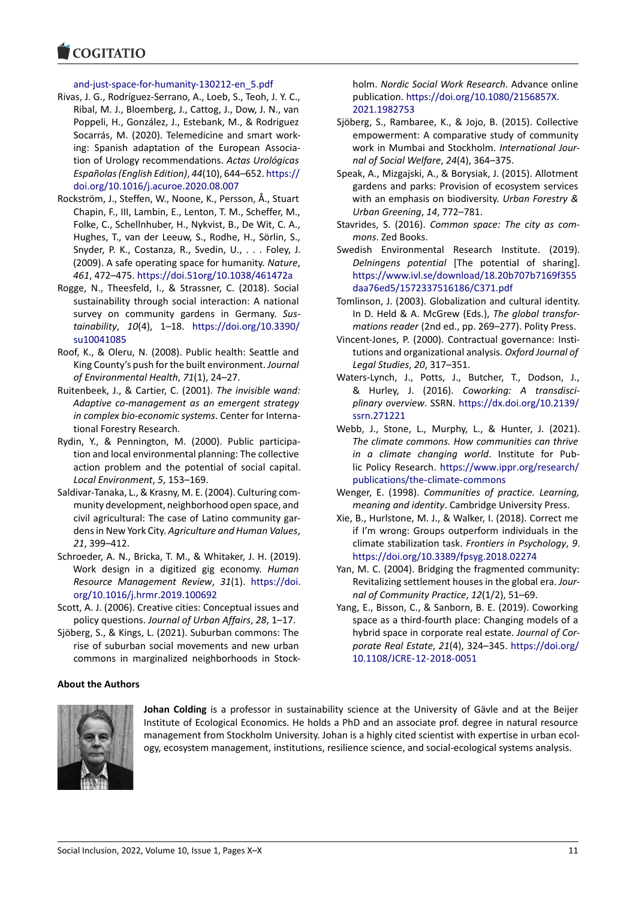and-just-space-for-humanity-130212-en_5.pdf

Rivas, J. G., Rodríguez-Serrano, A., Loeb, S., Teoh, J. Y. C., Ribal, M. J., Bloemberg, J., Cattog, J., Dow, J. N., van Poppeli, H., González, J., Estebank, M., & Rodriguez Socarrás, M. (2020). Telemedicine and smart working: Spanish adaptation of the European Association of Urology recommendations. *Actas Urológicas Españolas (English Edition)*, *44*(10), 644–652. https://doi.org/10.1016/j.acuroe.2020.08.007

Rockström, J., Steffen, W., Noone, K., Persson, Å., Stuart Chapin, F., III, Lambin, E., Lenton, T. M., Scheffer, M., Folke, C., Schellnhuber, H., Nykvist, B., De Wit, C. A., Hughes, T., van der Leeuw, S., Rodhe, H., Sörlin, S., Snyder, P. K., Costanza, R., Svedin, U., . . . Foley, J. (2009). A safe operating space for humanity. *Nature*, *461*, 472–475. https://doi.51org/10.1038/461472a

Rogge, N., Theesfeld, I., & Strassner, C. (2018). Social sustainability through social interaction: A national survey on community gardens in Germany. *Sustainability*, *10*(4), 1–18. https://doi.org/10.3390/su10041085

Roof, K., & Oleru, N. (2008). Public health: Seattle and King County's push for the built environment. *Journal of Environmental Health*, *71*(1), 24–27.

Ruitenbeek, J., & Cartier, C. (2001). *The invisible wand: Adaptive co-management as an emergent strategy in complex bio-economic systems*. Center for International Forestry Research.

Rydin, Y., & Pennington, M. (2000). Public participation and local environmental planning: The collective action problem and the potential of social capital. *Local Environment*, *5*, 153–169.

Saldivar-Tanaka, L., & Krasny, M. E. (2004). Culturing community development, neighborhood open space, and civil agricultural: The case of Latino community gardens in New York City. *Agriculture and Human Values*, *21*, 399–412.

Schroeder, A. N., Bricka, T. M., & Whitaker, J. H. (2019). Work design in a digitized gig economy. *Human Resource Management Review*, *31*(1). https://doi.org/10.1016/j.hrmr.2019.100692

Scott, A. J. (2006). Creative cities: Conceptual issues and policy questions. *Journal of Urban Affairs*, *28*, 1–17.

Sjöberg, S., & Kings, L. (2021). Suburban commons: The rise of suburban social movements and new urban commons in marginalized neighborhoods in Stockholm. *Nordic Social Work Research*. Advance online publication. https://doi.org/10.1080/2156857X.2021.1982753

Sjöberg, S., Rambaree, K., & Jojo, B. (2015). Collective empowerment: A comparative study of community work in Mumbai and Stockholm. *International Journal of Social Welfare*, *24*(4), 364–375.

Speak, A., Mizgajski, A., & Borysiak, J. (2015). Allotment gardens and parks: Provision of ecosystem services with an emphasis on biodiversity. *Urban Forestry & Urban Greening*, *14*, 772–781.

Stavrides, S. (2016). *Common space: The city as commons*. Zed Books.

Swedish Environmental Research Institute. (2019). *Delningens potential* [The potential of sharing]. https://www.ivl.se/download/18.20b707b7169f355daa76ed5/1572337516186/C371.pdf

Tomlinson, J. (2003). Globalization and cultural identity. In D. Held & A. McGrew (Eds.), *The global transformations reader* (2nd ed., pp. 269–277). Polity Press.

Vincent-Jones, P. (2000). Contractual governance: Institutions and organizational analysis. *Oxford Journal of Legal Studies*, *20*, 317–351.

Waters-Lynch, J., Potts, J., Butcher, T., Dodson, J., & Hurley, J. (2016). *Coworking: A transdisciplinary overview*. SSRN. https://dx.doi.org/10.2139/ssrn.271221

Webb, J., Stone, L., Murphy, L., & Hunter, J. (2021). *The climate commons. How communities can thrive in a climate changing world*. Institute for Public Policy Research. https://www.ippr.org/research/publications/the-climate-commons

Wenger, E. (1998). *Communities of practice. Learning, meaning and identity*. Cambridge University Press.

Xie, B., Hurlstone, M. J., & Walker, I. (2018). Correct me if I'm wrong: Groups outperform individuals in the climate stabilization task. *Frontiers in Psychology*, *9*. https://doi.org/10.3389/fpsyg.2018.02274

Yan, M. C. (2004). Bridging the fragmented community: Revitalizing settlement houses in the global era. *Journal of Community Practice*, *12*(1/2), 51–69.

Yang, E., Bisson, C., & Sanborn, B. E. (2019). Coworking space as a third-fourth place: Changing models of a hybrid space in corporate real estate. *Journal of Corporate Real Estate*, *21*(4), 324–345. https://doi.org/10.1108/JCRE-12-2018-0051

## About the Authors

**Johan Colding** is a professor in sustainability science at the University of Gävle and at the Beijer Institute of Ecological Economics. He holds a PhD and an associate prof. degree in natural resource management from Stockholm University. Johan is a highly cited scientist with expertise in urban ecology, ecosystem management, institutions, resilience science, and social-ecological systems analysis.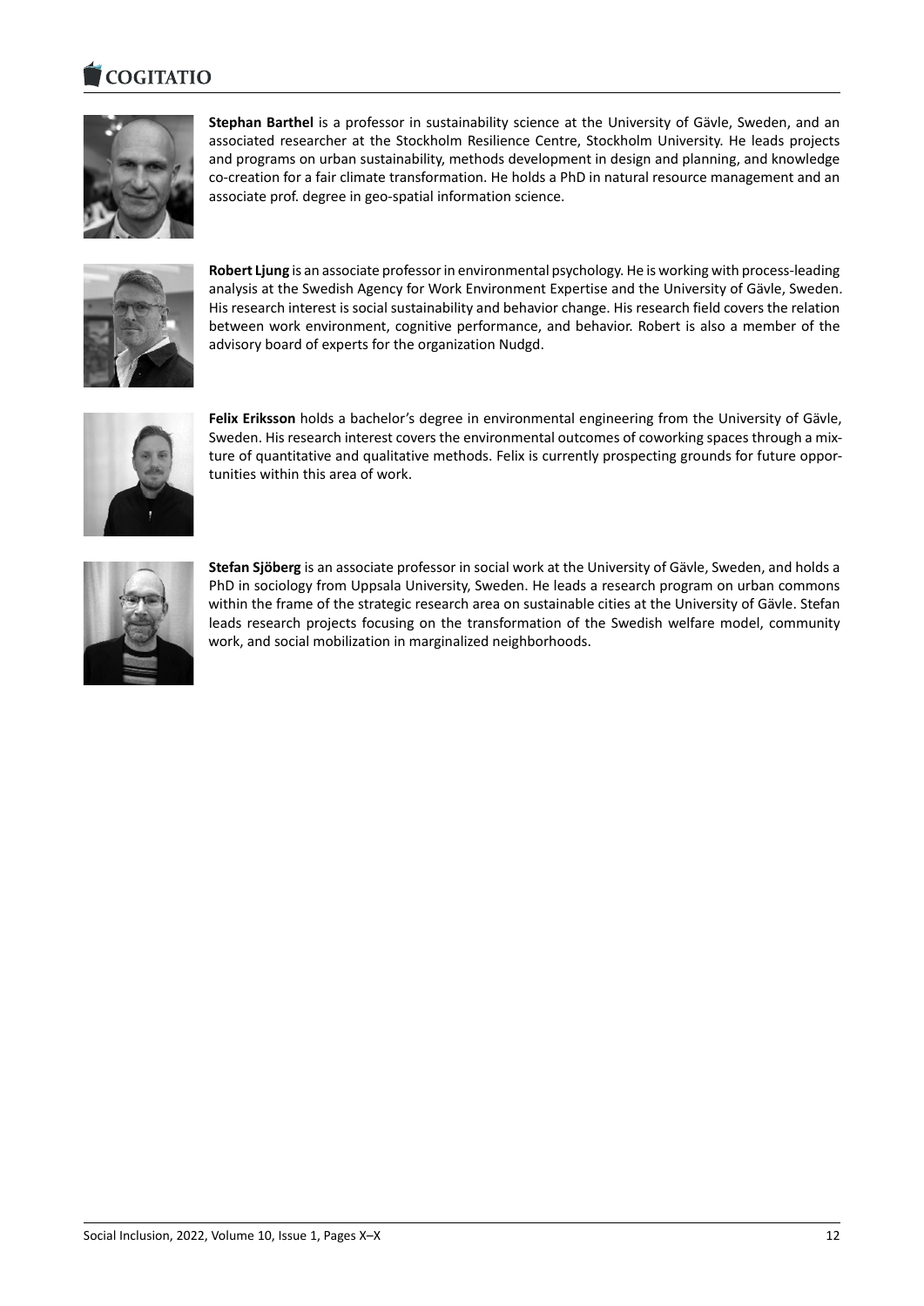**Stephan Barthel** is a professor in sustainability science at the University of Gävle, Sweden, and an associated researcher at the Stockholm Resilience Centre, Stockholm University. He leads projects and programs on urban sustainability, methods development in design and planning, and knowledge co-creation for a fair climate transformation. He holds a PhD in natural resource management and an associate prof. degree in geo-spatial information science.

**Robert Ljung** is an associate professor in environmental psychology. He is working with process-leading analysis at the Swedish Agency for Work Environment Expertise and the University of Gävle, Sweden. His research interest is social sustainability and behavior change. His research field covers the relation between work environment, cognitive performance, and behavior. Robert is also a member of the advisory board of experts for the organization Nudgd.

**Felix Eriksson** holds a bachelor's degree in environmental engineering from the University of Gävle, Sweden. His research interest covers the environmental outcomes of coworking spaces through a mixture of quantitative and qualitative methods. Felix is currently prospecting grounds for future opportunities within this area of work.

**Stefan Sjöberg** is an associate professor in social work at the University of Gävle, Sweden, and holds a PhD in sociology from Uppsala University, Sweden. He leads a research program on urban commons within the frame of the strategic research area on sustainable cities at the University of Gävle. Stefan leads research projects focusing on the transformation of the Swedish welfare model, community work, and social mobilization in marginalized neighborhoods.